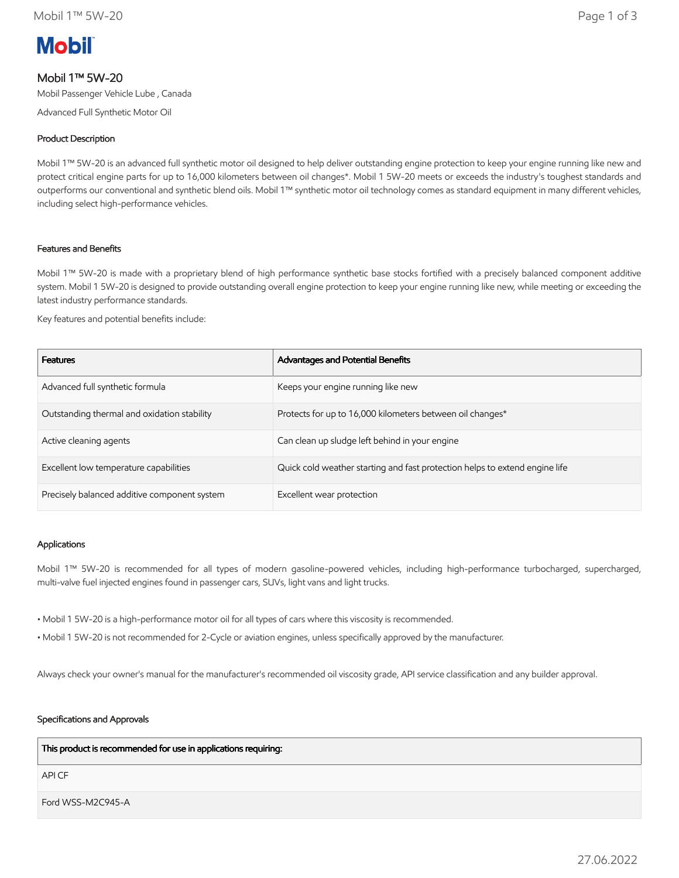**Mobil**

# Mobil 1™ 5W-20

Mobil Passenger Vehicle Lube , Canada

Advanced Full Synthetic Motor Oil

## Product Description

Mobil 1™ 5W-20 is an advanced full synthetic motor oil designed to help deliver outstanding engine protection to keep your engine running like new and protect critical engine parts for up to 16,000 kilometers between oil changes*. Mobil 1 5W-20 meets or exceeds the industry's toughest standards and outperforms our conventional and synthetic blend oils. Mobil 1™ synthetic motor oil technology comes as standard equipment in many different vehicles, including select high-performance vehicles.

## Features and Benefits

Mobil 1™ 5W-20 is made with a proprietary blend of high performance synthetic base stocks fortified with a precisely balanced component additive system. Mobil 1 5W-20 is designed to provide outstanding overall engine protection to keep your engine running like new, while meeting or exceeding the latest industry performance standards.

Key features and potential benefits include:

| Features | Advantages and Potential Benefits |
|---|---|
| Advanced full synthetic formula | Keeps your engine running like new |
| Outstanding thermal and oxidation stability | Protects for up to 16,000 kilometers between oil changes* |
| Active cleaning agents | Can clean up sludge left behind in your engine |
| Excellent low temperature capabilities | Quick cold weather starting and fast protection helps to extend engine life |
| Precisely balanced additive component system | Excellent wear protection |

## Applications

Mobil 1™ 5W-20 is recommended for all types of modern gasoline-powered vehicles, including high-performance turbocharged, supercharged, multi-valve fuel injected engines found in passenger cars, SUVs, light vans and light trucks.

- Mobil 1 5W-20 is a high-performance motor oil for all types of cars where this viscosity is recommended.
- Mobil 1 5W-20 is not recommended for 2-Cycle or aviation engines, unless specifically approved by the manufacturer.

Always check your owner's manual for the manufacturer's recommended oil viscosity grade, API service classification and any builder approval.

## Specifications and Approvals

| This product is recommended for use in applications requiring: |
|---|
| API CF |
| Ford WSS-M2C945-A |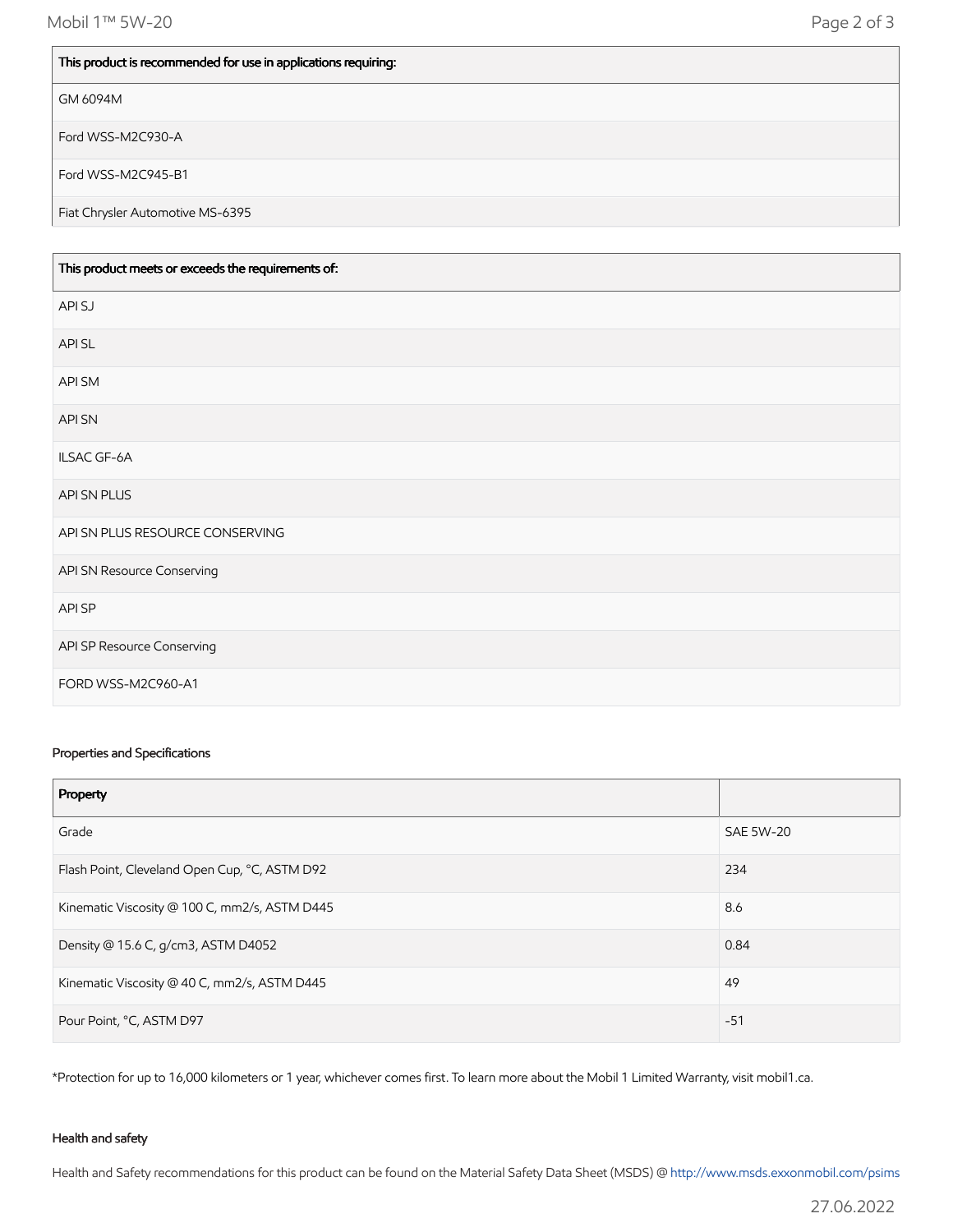| This product is recommended for use in applications requiring: |
|---|
| GM 6094M |
| Ford WSS-M2C930-A |
| Ford WSS-M2C945-B1 |
| Fiat Chrysler Automotive MS-6395 |

| This product meets or exceeds the requirements of: |
|---|
| API SJ |
| API SL |
| API SM |
| API SN |
| ILSAC GF-6A |
| API SN PLUS |
| API SN PLUS RESOURCE CONSERVING |
| API SN Resource Conserving |
| API SP |
| API SP Resource Conserving |
| FORD WSS-M2C960-A1 |

### Properties and Specifications

| Property | |
|---|---|
| Grade | SAE 5W-20 |
| Flash Point, Cleveland Open Cup, °C, ASTM D92 | 234 |
| Kinematic Viscosity @ 100 C, mm2/s, ASTM D445 | 8.6 |
| Density @ 15.6 C, g/cm3, ASTM D4052 | 0.84 |
| Kinematic Viscosity @ 40 C, mm2/s, ASTM D445 | 49 |
| Pour Point, °C, ASTM D97 | -51 |

*Protection for up to 16,000 kilometers or 1 year, whichever comes first. To learn more about the Mobil 1 Limited Warranty, visit mobil1.ca.

### Health and safety

Health and Safety recommendations for this product can be found on the Material Safety Data Sheet (MSDS) @ http://www.msds.exxonmobil.com/psims

27.06.2022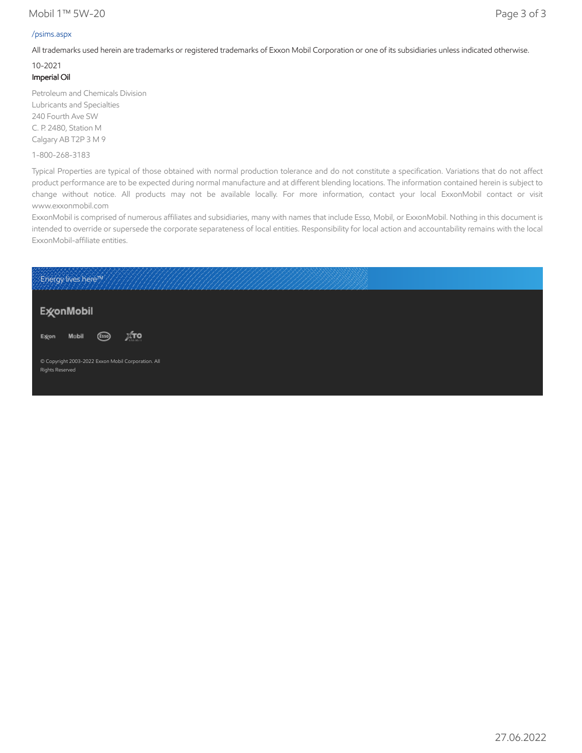/psims.aspx

All trademarks used herein are trademarks or registered trademarks of Exxon Mobil Corporation or one of its subsidiaries unless indicated otherwise.

10-2021

Imperial Oil

Petroleum and Chemicals Division
Lubricants and Specialties
240 Fourth Ave SW
C. P. 2480, Station M
Calgary AB T2P 3 M 9

1-800-268-3183

Typical Properties are typical of those obtained with normal production tolerance and do not constitute a specification. Variations that do not affect product performance are to be expected during normal manufacture and at different blending locations. The information contained herein is subject to change without notice. All products may not be available locally. For more information, contact your local ExxonMobil contact or visit www.exxonmobil.com

ExxonMobil is comprised of numerous affiliates and subsidiaries, many with names that include Esso, Mobil, or ExxonMobil. Nothing in this document is intended to override or supersede the corporate separateness of local entities. Responsibility for local action and accountability remains with the local ExxonMobil-affiliate entities.

Energy lives here™

ExxonMobil

Exxon Mobil Esso XTO

© Copyright 2003-2022 Exxon Mobil Corporation. All Rights Reserved